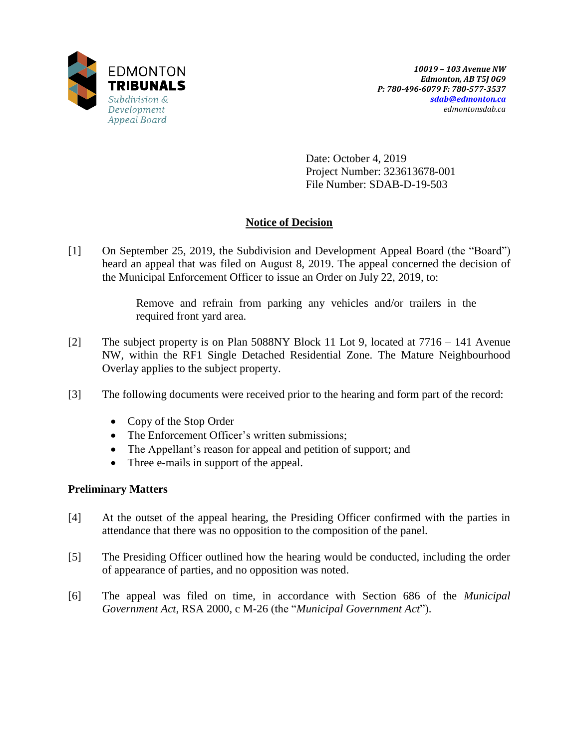EDMONTON **TRIBUNALS**
*Subdivision & Development Appeal Board*

***10019 – 103 Avenue NW***
***Edmonton, AB T5J 0G9***
***P: 780-496-6079 F: 780-577-3537***
***sdab@edmonton.ca***
*edmontonsdab.ca*

Date: October 4, 2019
Project Number: 323613678-001
File Number: SDAB-D-19-503

## Notice of Decision

[1] On September 25, 2019, the Subdivision and Development Appeal Board (the "Board") heard an appeal that was filed on August 8, 2019. The appeal concerned the decision of the Municipal Enforcement Officer to issue an Order on July 22, 2019, to:

> Remove and refrain from parking any vehicles and/or trailers in the required front yard area.

[2] The subject property is on Plan 5088NY Block 11 Lot 9, located at 7716 – 141 Avenue NW, within the RF1 Single Detached Residential Zone. The Mature Neighbourhood Overlay applies to the subject property.

[3] The following documents were received prior to the hearing and form part of the record:

- Copy of the Stop Order
- The Enforcement Officer's written submissions;
- The Appellant's reason for appeal and petition of support; and
- Three e-mails in support of the appeal.

### Preliminary Matters

[4] At the outset of the appeal hearing, the Presiding Officer confirmed with the parties in attendance that there was no opposition to the composition of the panel.

[5] The Presiding Officer outlined how the hearing would be conducted, including the order of appearance of parties, and no opposition was noted.

[6] The appeal was filed on time, in accordance with Section 686 of the *Municipal Government Act*, RSA 2000, c M-26 (the "*Municipal Government Act*").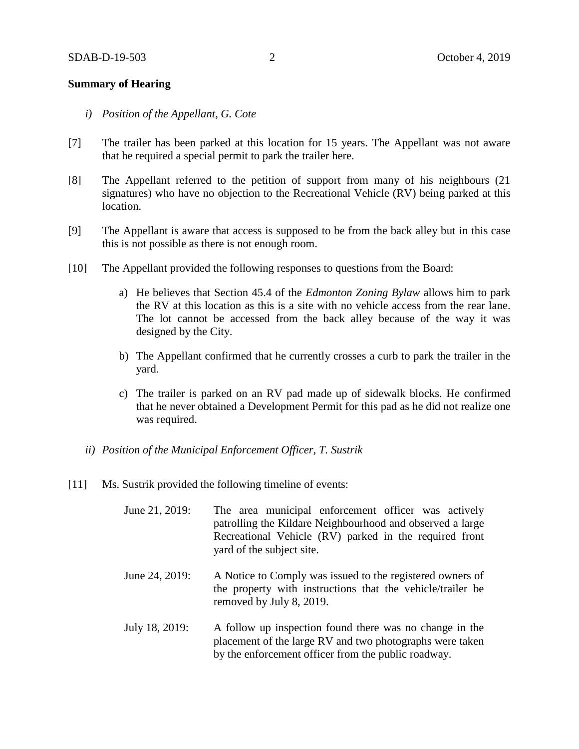**Summary of Hearing**

*i) Position of the Appellant, G. Cote*

[7] The trailer has been parked at this location for 15 years. The Appellant was not aware that he required a special permit to park the trailer here.

[8] The Appellant referred to the petition of support from many of his neighbours (21 signatures) who have no objection to the Recreational Vehicle (RV) being parked at this location.

[9] The Appellant is aware that access is supposed to be from the back alley but in this case this is not possible as there is not enough room.

[10] The Appellant provided the following responses to questions from the Board:

a) He believes that Section 45.4 of the *Edmonton Zoning Bylaw* allows him to park the RV at this location as this is a site with no vehicle access from the rear lane. The lot cannot be accessed from the back alley because of the way it was designed by the City.

b) The Appellant confirmed that he currently crosses a curb to park the trailer in the yard.

c) The trailer is parked on an RV pad made up of sidewalk blocks. He confirmed that he never obtained a Development Permit for this pad as he did not realize one was required.

*ii) Position of the Municipal Enforcement Officer, T. Sustrik*

[11] Ms. Sustrik provided the following timeline of events:

June 21, 2019: The area municipal enforcement officer was actively patrolling the Kildare Neighbourhood and observed a large Recreational Vehicle (RV) parked in the required front yard of the subject site.

June 24, 2019: A Notice to Comply was issued to the registered owners of the property with instructions that the vehicle/trailer be removed by July 8, 2019.

July 18, 2019: A follow up inspection found there was no change in the placement of the large RV and two photographs were taken by the enforcement officer from the public roadway.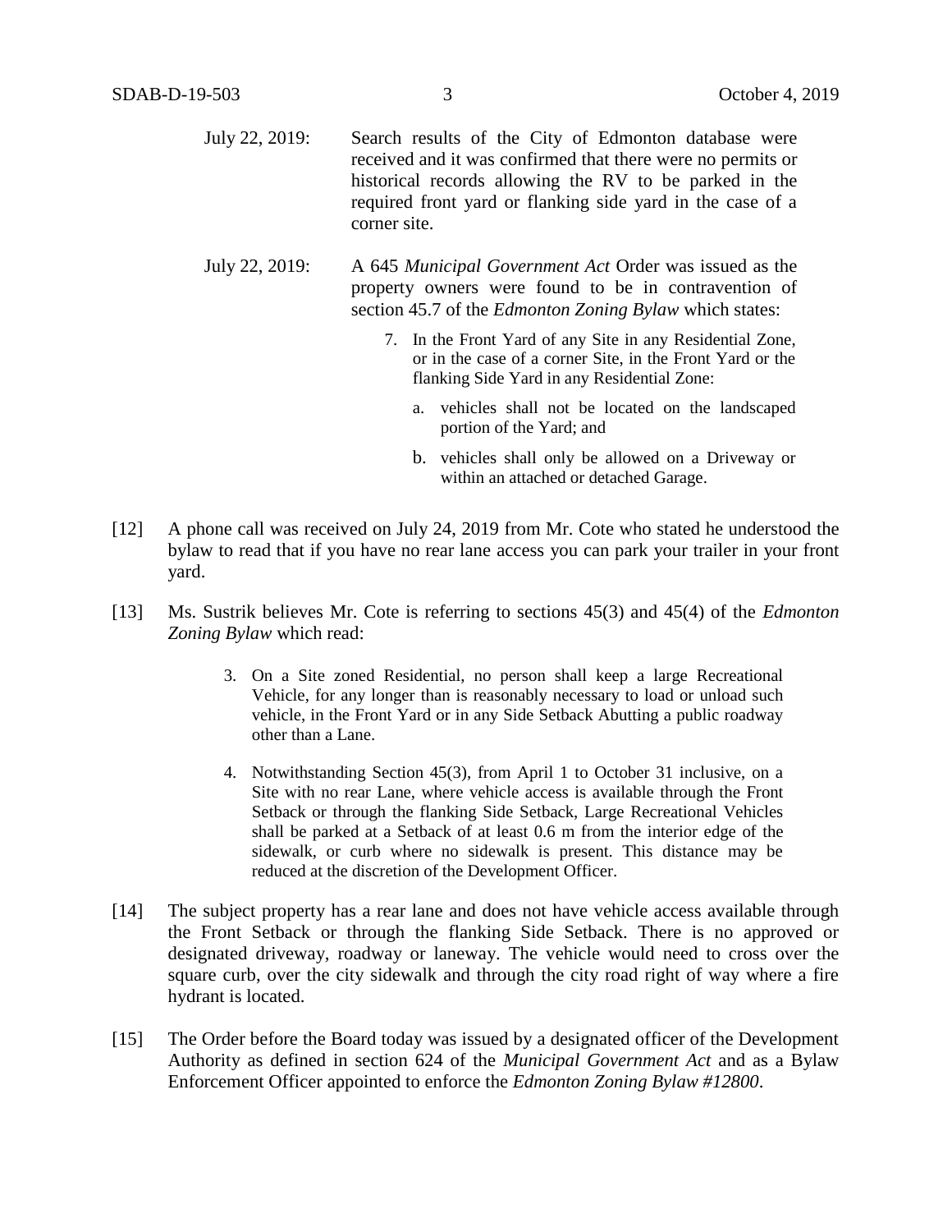July 22, 2019: Search results of the City of Edmonton database were received and it was confirmed that there were no permits or historical records allowing the RV to be parked in the required front yard or flanking side yard in the case of a corner site.

July 22, 2019: A 645 *Municipal Government Act* Order was issued as the property owners were found to be in contravention of section 45.7 of the *Edmonton Zoning Bylaw* which states:

> 7. In the Front Yard of any Site in any Residential Zone, or in the case of a corner Site, in the Front Yard or the flanking Side Yard in any Residential Zone:
>
>    a. vehicles shall not be located on the landscaped portion of the Yard; and
>
>    b. vehicles shall only be allowed on a Driveway or within an attached or detached Garage.

[12] A phone call was received on July 24, 2019 from Mr. Cote who stated he understood the bylaw to read that if you have no rear lane access you can park your trailer in your front yard.

[13] Ms. Sustrik believes Mr. Cote is referring to sections 45(3) and 45(4) of the *Edmonton Zoning Bylaw* which read:

> 3. On a Site zoned Residential, no person shall keep a large Recreational Vehicle, for any longer than is reasonably necessary to load or unload such vehicle, in the Front Yard or in any Side Setback Abutting a public roadway other than a Lane.
>
> 4. Notwithstanding Section 45(3), from April 1 to October 31 inclusive, on a Site with no rear Lane, where vehicle access is available through the Front Setback or through the flanking Side Setback, Large Recreational Vehicles shall be parked at a Setback of at least 0.6 m from the interior edge of the sidewalk, or curb where no sidewalk is present. This distance may be reduced at the discretion of the Development Officer.

[14] The subject property has a rear lane and does not have vehicle access available through the Front Setback or through the flanking Side Setback. There is no approved or designated driveway, roadway or laneway. The vehicle would need to cross over the square curb, over the city sidewalk and through the city road right of way where a fire hydrant is located.

[15] The Order before the Board today was issued by a designated officer of the Development Authority as defined in section 624 of the *Municipal Government Act* and as a Bylaw Enforcement Officer appointed to enforce the *Edmonton Zoning Bylaw #12800*.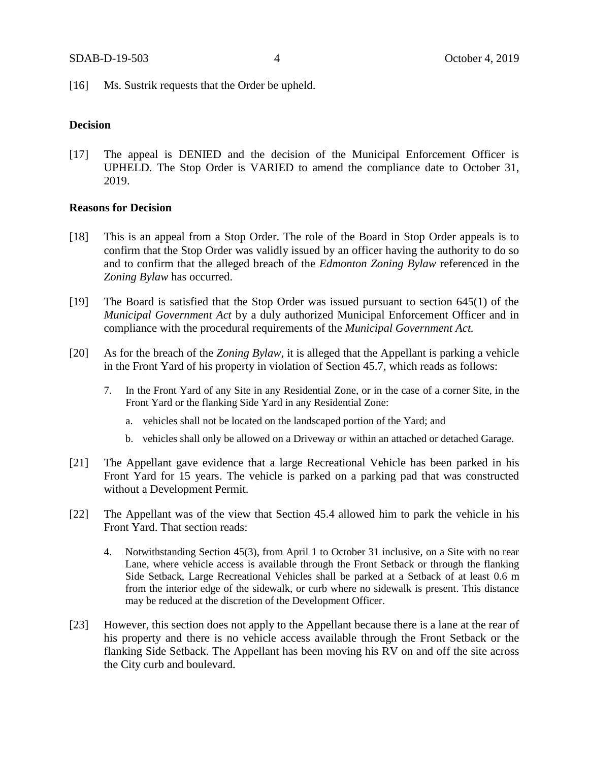[16] Ms. Sustrik requests that the Order be upheld.

**Decision**

[17] The appeal is DENIED and the decision of the Municipal Enforcement Officer is UPHELD. The Stop Order is VARIED to amend the compliance date to October 31, 2019.

**Reasons for Decision**

[18] This is an appeal from a Stop Order. The role of the Board in Stop Order appeals is to confirm that the Stop Order was validly issued by an officer having the authority to do so and to confirm that the alleged breach of the *Edmonton Zoning Bylaw* referenced in the *Zoning Bylaw* has occurred.

[19] The Board is satisfied that the Stop Order was issued pursuant to section 645(1) of the *Municipal Government Act* by a duly authorized Municipal Enforcement Officer and in compliance with the procedural requirements of the *Municipal Government Act.*

[20] As for the breach of the *Zoning Bylaw*, it is alleged that the Appellant is parking a vehicle in the Front Yard of his property in violation of Section 45.7, which reads as follows:

> 7. In the Front Yard of any Site in any Residential Zone, or in the case of a corner Site, in the Front Yard or the flanking Side Yard in any Residential Zone:
>
>    a. vehicles shall not be located on the landscaped portion of the Yard; and
>
>    b. vehicles shall only be allowed on a Driveway or within an attached or detached Garage.

[21] The Appellant gave evidence that a large Recreational Vehicle has been parked in his Front Yard for 15 years. The vehicle is parked on a parking pad that was constructed without a Development Permit.

[22] The Appellant was of the view that Section 45.4 allowed him to park the vehicle in his Front Yard. That section reads:

> 4. Notwithstanding Section 45(3), from April 1 to October 31 inclusive, on a Site with no rear Lane, where vehicle access is available through the Front Setback or through the flanking Side Setback, Large Recreational Vehicles shall be parked at a Setback of at least 0.6 m from the interior edge of the sidewalk, or curb where no sidewalk is present. This distance may be reduced at the discretion of the Development Officer.

[23] However, this section does not apply to the Appellant because there is a lane at the rear of his property and there is no vehicle access available through the Front Setback or the flanking Side Setback. The Appellant has been moving his RV on and off the site across the City curb and boulevard.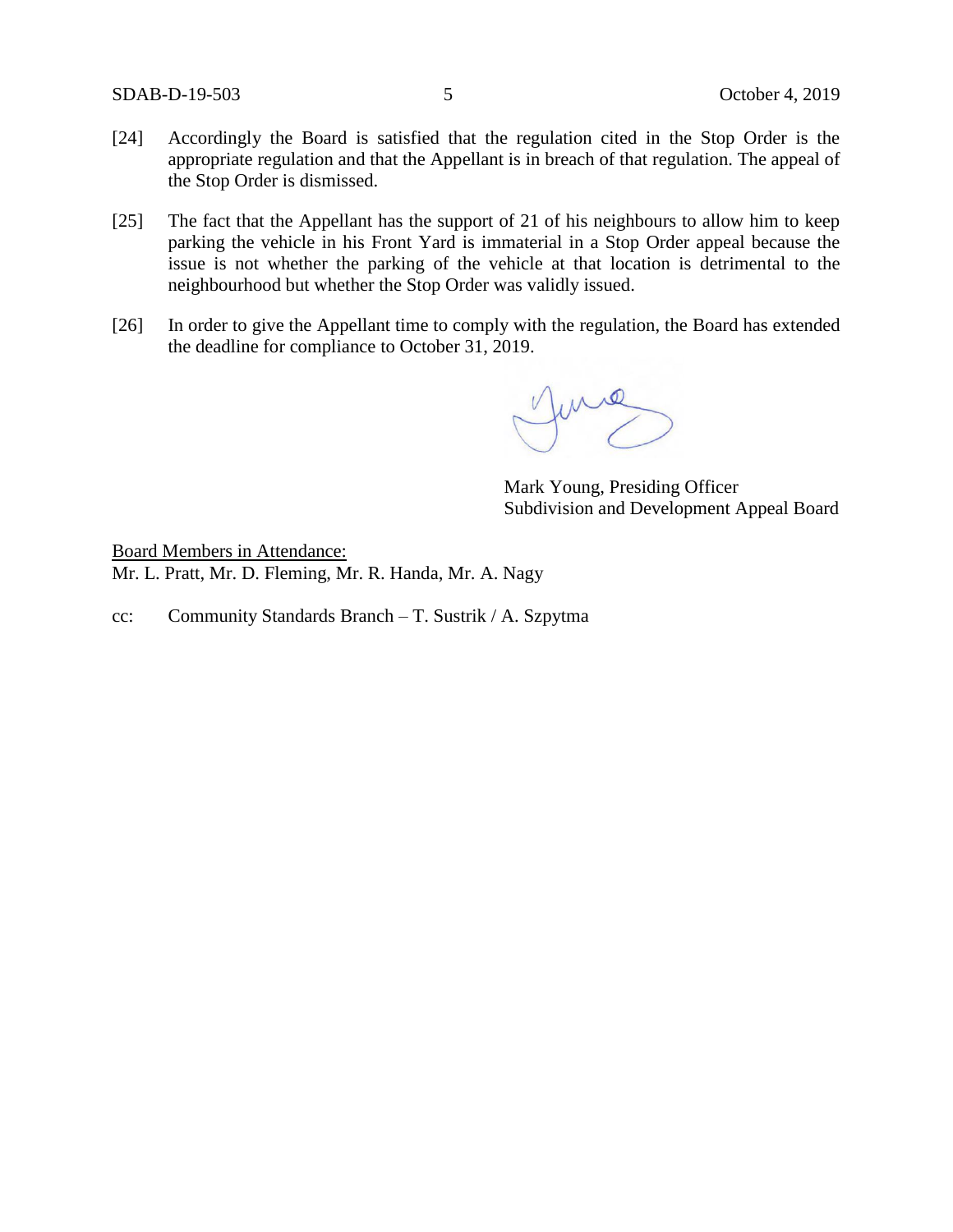[24] Accordingly the Board is satisfied that the regulation cited in the Stop Order is the appropriate regulation and that the Appellant is in breach of that regulation. The appeal of the Stop Order is dismissed.

[25] The fact that the Appellant has the support of 21 of his neighbours to allow him to keep parking the vehicle in his Front Yard is immaterial in a Stop Order appeal because the issue is not whether the parking of the vehicle at that location is detrimental to the neighbourhood but whether the Stop Order was validly issued.

[26] In order to give the Appellant time to comply with the regulation, the Board has extended the deadline for compliance to October 31, 2019.

Mark Young, Presiding Officer
Subdivision and Development Appeal Board

Board Members in Attendance:
Mr. L. Pratt, Mr. D. Fleming, Mr. R. Handa, Mr. A. Nagy

cc: Community Standards Branch – T. Sustrik / A. Szpytma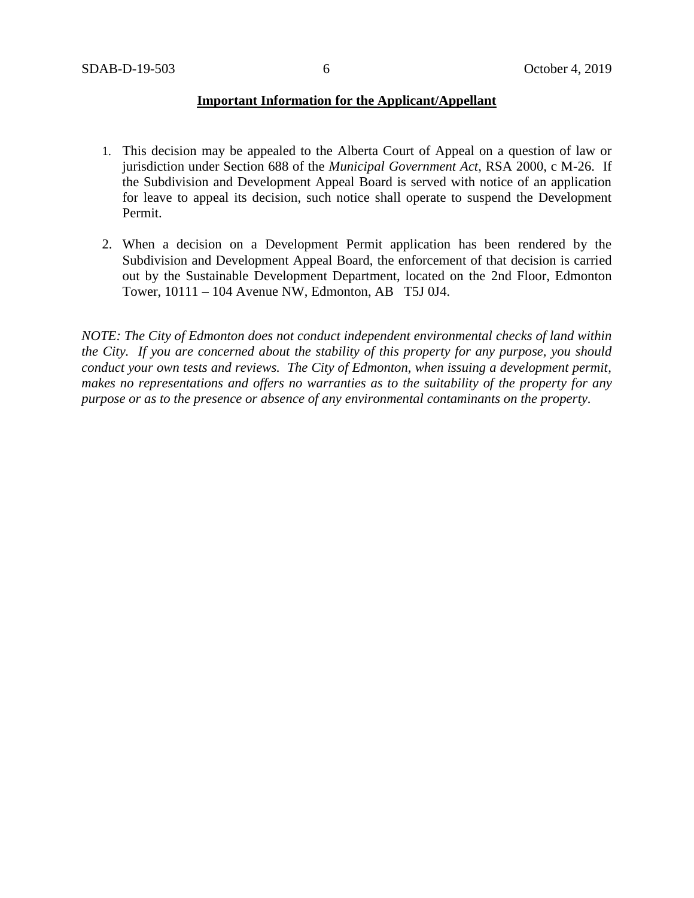**Important Information for the Applicant/Appellant**

1. This decision may be appealed to the Alberta Court of Appeal on a question of law or jurisdiction under Section 688 of the *Municipal Government Act*, RSA 2000, c M-26. If the Subdivision and Development Appeal Board is served with notice of an application for leave to appeal its decision, such notice shall operate to suspend the Development Permit.

2. When a decision on a Development Permit application has been rendered by the Subdivision and Development Appeal Board, the enforcement of that decision is carried out by the Sustainable Development Department, located on the 2nd Floor, Edmonton Tower, 10111 – 104 Avenue NW, Edmonton, AB T5J 0J4.

*NOTE: The City of Edmonton does not conduct independent environmental checks of land within the City. If you are concerned about the stability of this property for any purpose, you should conduct your own tests and reviews. The City of Edmonton, when issuing a development permit, makes no representations and offers no warranties as to the suitability of the property for any purpose or as to the presence or absence of any environmental contaminants on the property.*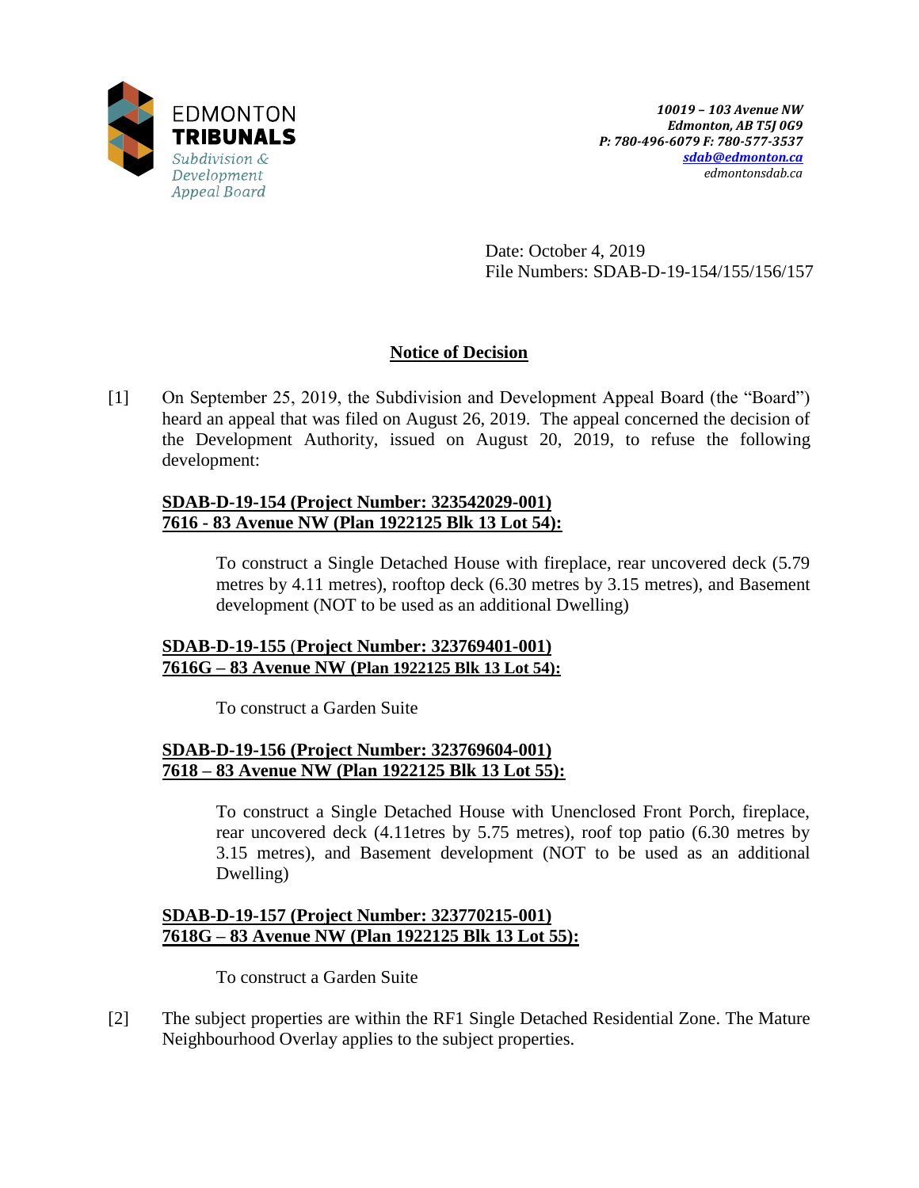10019 – 103 Avenue NW
Edmonton, AB T5J 0G9
P: 780-496-6079 F: 780-577-3537
sdab@edmonton.ca
edmontonsdab.ca

Date: October 4, 2019
File Numbers: SDAB-D-19-154/155/156/157

## Notice of Decision

[1] On September 25, 2019, the Subdivision and Development Appeal Board (the "Board") heard an appeal that was filed on August 26, 2019. The appeal concerned the decision of the Development Authority, issued on August 20, 2019, to refuse the following development:

**SDAB-D-19-154 (Project Number: 323542029-001)**
**7616 - 83 Avenue NW (Plan 1922125 Blk 13 Lot 54):**

To construct a Single Detached House with fireplace, rear uncovered deck (5.79 metres by 4.11 metres), rooftop deck (6.30 metres by 3.15 metres), and Basement development (NOT to be used as an additional Dwelling)

**SDAB-D-19-155 (Project Number: 323769401-001)**
**7616G – 83 Avenue NW (Plan 1922125 Blk 13 Lot 54):**

To construct a Garden Suite

**SDAB-D-19-156 (Project Number: 323769604-001)**
**7618 – 83 Avenue NW (Plan 1922125 Blk 13 Lot 55):**

To construct a Single Detached House with Unenclosed Front Porch, fireplace, rear uncovered deck (4.11etres by 5.75 metres), roof top patio (6.30 metres by 3.15 metres), and Basement development (NOT to be used as an additional Dwelling)

**SDAB-D-19-157 (Project Number: 323770215-001)**
**7618G – 83 Avenue NW (Plan 1922125 Blk 13 Lot 55):**

To construct a Garden Suite

[2] The subject properties are within the RF1 Single Detached Residential Zone. The Mature Neighbourhood Overlay applies to the subject properties.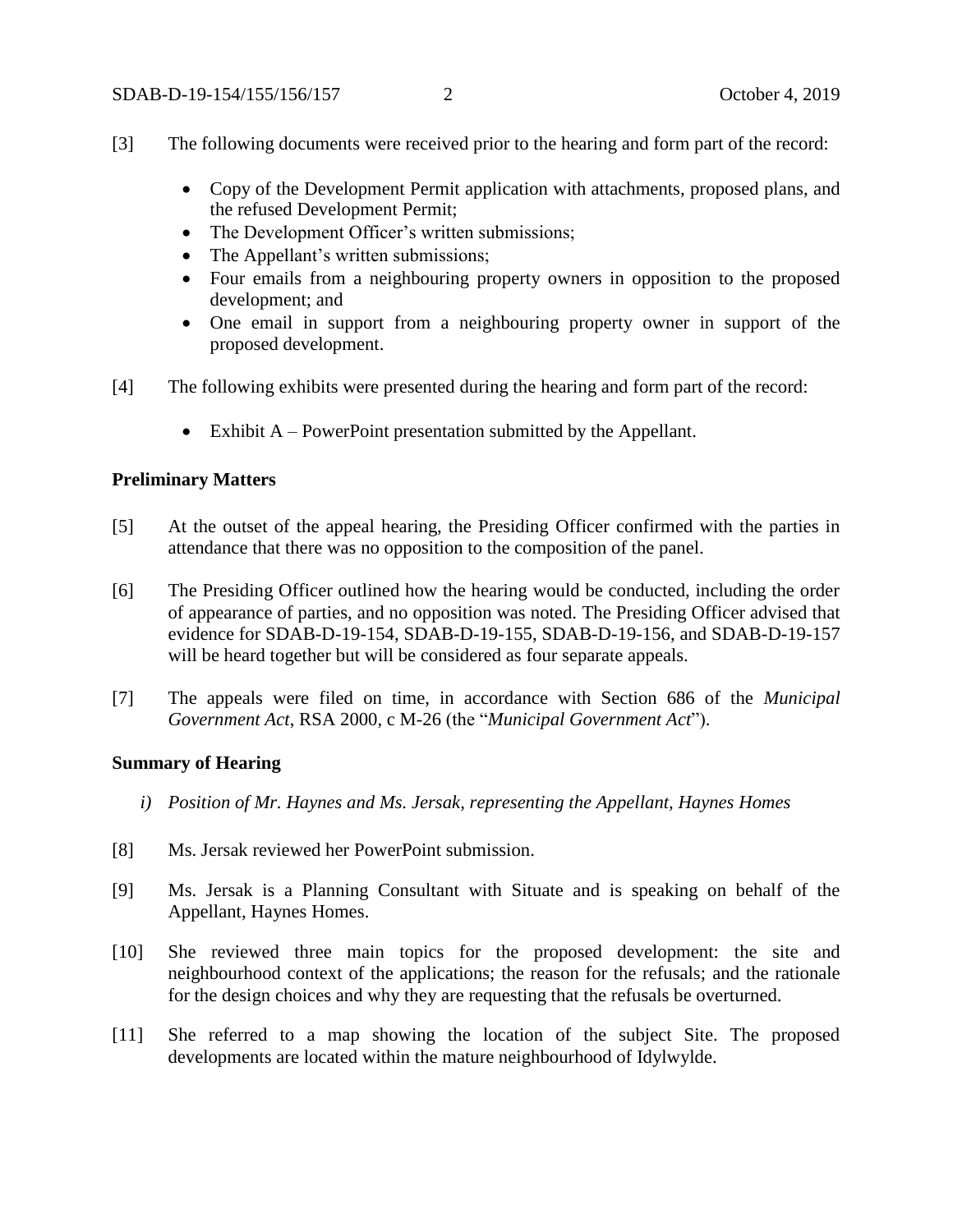[3] The following documents were received prior to the hearing and form part of the record:

- Copy of the Development Permit application with attachments, proposed plans, and the refused Development Permit;
- The Development Officer's written submissions;
- The Appellant's written submissions;
- Four emails from a neighbouring property owners in opposition to the proposed development; and
- One email in support from a neighbouring property owner in support of the proposed development.

[4] The following exhibits were presented during the hearing and form part of the record:

- Exhibit A – PowerPoint presentation submitted by the Appellant.

**Preliminary Matters**

[5] At the outset of the appeal hearing, the Presiding Officer confirmed with the parties in attendance that there was no opposition to the composition of the panel.

[6] The Presiding Officer outlined how the hearing would be conducted, including the order of appearance of parties, and no opposition was noted. The Presiding Officer advised that evidence for SDAB-D-19-154, SDAB-D-19-155, SDAB-D-19-156, and SDAB-D-19-157 will be heard together but will be considered as four separate appeals.

[7] The appeals were filed on time, in accordance with Section 686 of the *Municipal Government Act*, RSA 2000, c M-26 (the "*Municipal Government Act*").

**Summary of Hearing**

*i) Position of Mr. Haynes and Ms. Jersak, representing the Appellant, Haynes Homes*

[8] Ms. Jersak reviewed her PowerPoint submission.

[9] Ms. Jersak is a Planning Consultant with Situate and is speaking on behalf of the Appellant, Haynes Homes.

[10] She reviewed three main topics for the proposed development: the site and neighbourhood context of the applications; the reason for the refusals; and the rationale for the design choices and why they are requesting that the refusals be overturned.

[11] She referred to a map showing the location of the subject Site. The proposed developments are located within the mature neighbourhood of Idylwylde.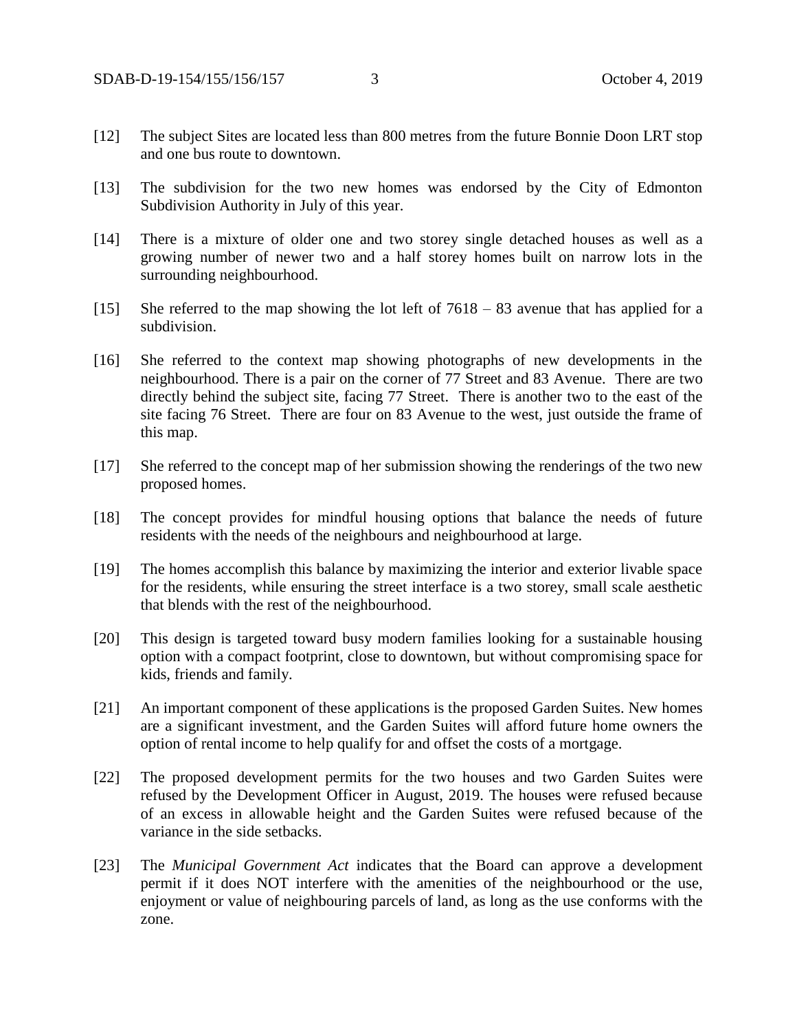[12] The subject Sites are located less than 800 metres from the future Bonnie Doon LRT stop and one bus route to downtown.

[13] The subdivision for the two new homes was endorsed by the City of Edmonton Subdivision Authority in July of this year.

[14] There is a mixture of older one and two storey single detached houses as well as a growing number of newer two and a half storey homes built on narrow lots in the surrounding neighbourhood.

[15] She referred to the map showing the lot left of 7618 – 83 avenue that has applied for a subdivision.

[16] She referred to the context map showing photographs of new developments in the neighbourhood. There is a pair on the corner of 77 Street and 83 Avenue. There are two directly behind the subject site, facing 77 Street. There is another two to the east of the site facing 76 Street. There are four on 83 Avenue to the west, just outside the frame of this map.

[17] She referred to the concept map of her submission showing the renderings of the two new proposed homes.

[18] The concept provides for mindful housing options that balance the needs of future residents with the needs of the neighbours and neighbourhood at large.

[19] The homes accomplish this balance by maximizing the interior and exterior livable space for the residents, while ensuring the street interface is a two storey, small scale aesthetic that blends with the rest of the neighbourhood.

[20] This design is targeted toward busy modern families looking for a sustainable housing option with a compact footprint, close to downtown, but without compromising space for kids, friends and family.

[21] An important component of these applications is the proposed Garden Suites. New homes are a significant investment, and the Garden Suites will afford future home owners the option of rental income to help qualify for and offset the costs of a mortgage.

[22] The proposed development permits for the two houses and two Garden Suites were refused by the Development Officer in August, 2019. The houses were refused because of an excess in allowable height and the Garden Suites were refused because of the variance in the side setbacks.

[23] The *Municipal Government Act* indicates that the Board can approve a development permit if it does NOT interfere with the amenities of the neighbourhood or the use, enjoyment or value of neighbouring parcels of land, as long as the use conforms with the zone.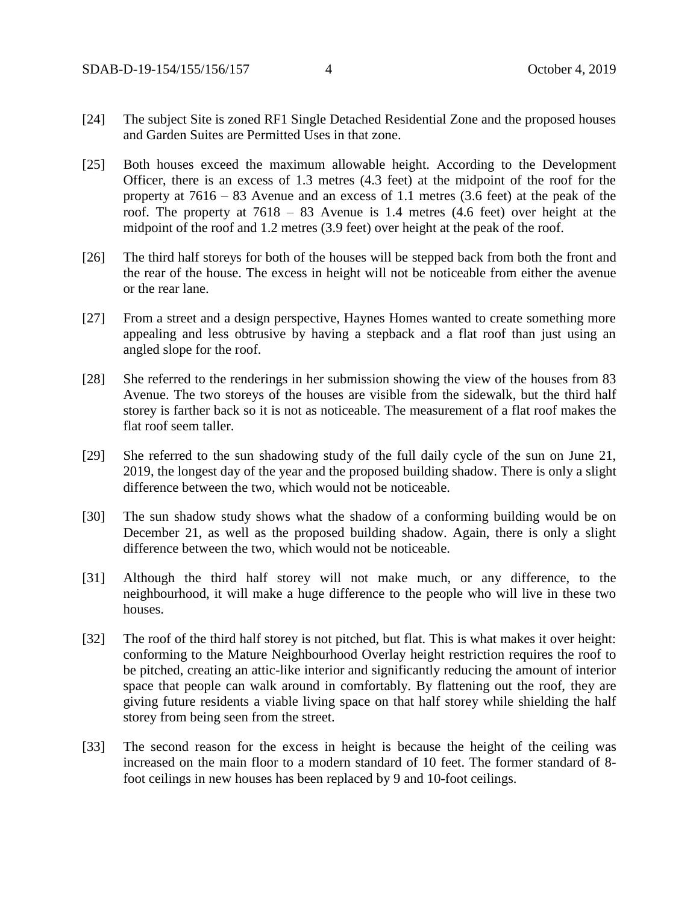[24] The subject Site is zoned RF1 Single Detached Residential Zone and the proposed houses and Garden Suites are Permitted Uses in that zone.

[25] Both houses exceed the maximum allowable height. According to the Development Officer, there is an excess of 1.3 metres (4.3 feet) at the midpoint of the roof for the property at 7616 – 83 Avenue and an excess of 1.1 metres (3.6 feet) at the peak of the roof. The property at 7618 – 83 Avenue is 1.4 metres (4.6 feet) over height at the midpoint of the roof and 1.2 metres (3.9 feet) over height at the peak of the roof.

[26] The third half storeys for both of the houses will be stepped back from both the front and the rear of the house. The excess in height will not be noticeable from either the avenue or the rear lane.

[27] From a street and a design perspective, Haynes Homes wanted to create something more appealing and less obtrusive by having a stepback and a flat roof than just using an angled slope for the roof.

[28] She referred to the renderings in her submission showing the view of the houses from 83 Avenue. The two storeys of the houses are visible from the sidewalk, but the third half storey is farther back so it is not as noticeable. The measurement of a flat roof makes the flat roof seem taller.

[29] She referred to the sun shadowing study of the full daily cycle of the sun on June 21, 2019, the longest day of the year and the proposed building shadow. There is only a slight difference between the two, which would not be noticeable.

[30] The sun shadow study shows what the shadow of a conforming building would be on December 21, as well as the proposed building shadow. Again, there is only a slight difference between the two, which would not be noticeable.

[31] Although the third half storey will not make much, or any difference, to the neighbourhood, it will make a huge difference to the people who will live in these two houses.

[32] The roof of the third half storey is not pitched, but flat. This is what makes it over height: conforming to the Mature Neighbourhood Overlay height restriction requires the roof to be pitched, creating an attic-like interior and significantly reducing the amount of interior space that people can walk around in comfortably. By flattening out the roof, they are giving future residents a viable living space on that half storey while shielding the half storey from being seen from the street.

[33] The second reason for the excess in height is because the height of the ceiling was increased on the main floor to a modern standard of 10 feet. The former standard of 8-foot ceilings in new houses has been replaced by 9 and 10-foot ceilings.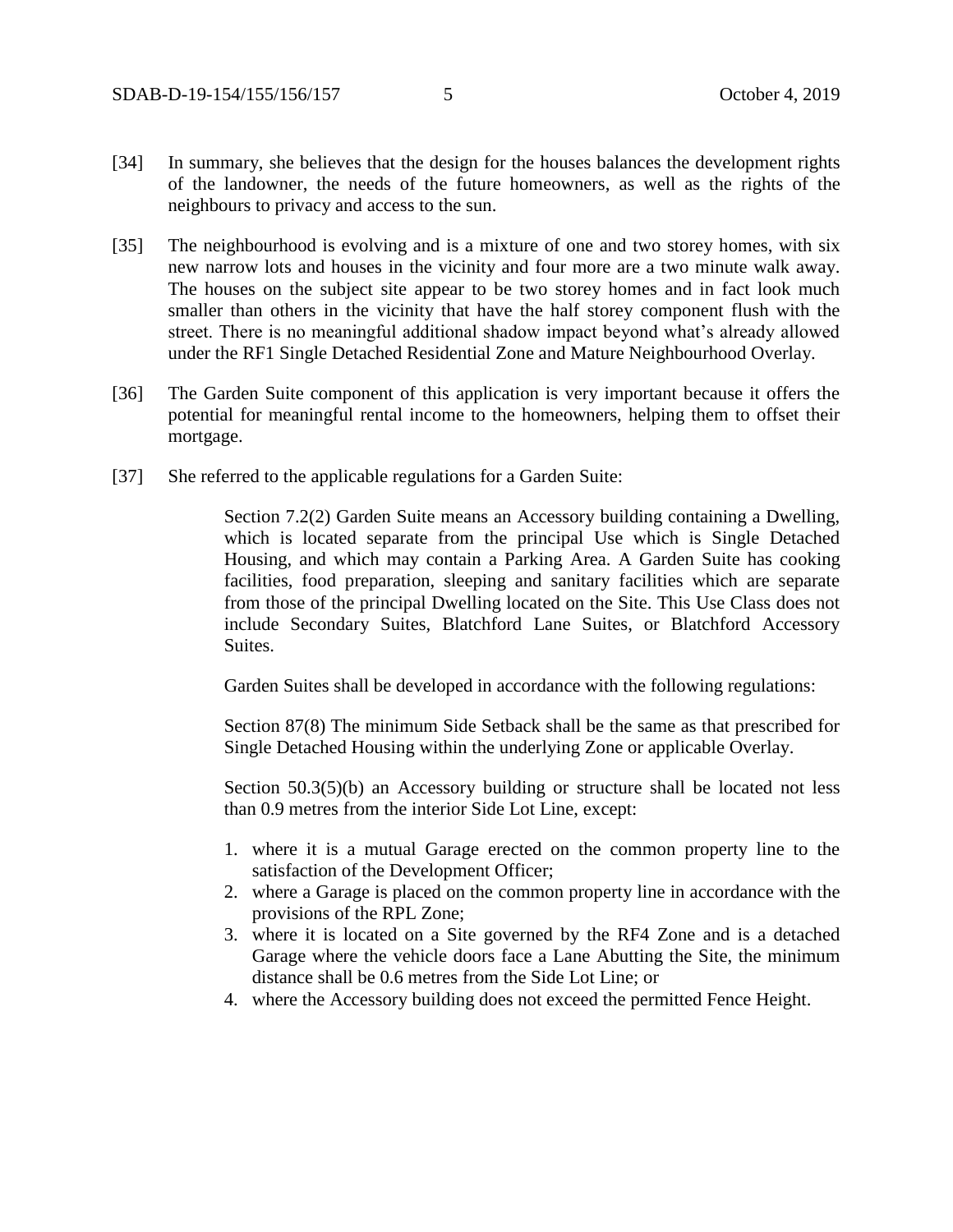[34] In summary, she believes that the design for the houses balances the development rights of the landowner, the needs of the future homeowners, as well as the rights of the neighbours to privacy and access to the sun.

[35] The neighbourhood is evolving and is a mixture of one and two storey homes, with six new narrow lots and houses in the vicinity and four more are a two minute walk away. The houses on the subject site appear to be two storey homes and in fact look much smaller than others in the vicinity that have the half storey component flush with the street. There is no meaningful additional shadow impact beyond what's already allowed under the RF1 Single Detached Residential Zone and Mature Neighbourhood Overlay.

[36] The Garden Suite component of this application is very important because it offers the potential for meaningful rental income to the homeowners, helping them to offset their mortgage.

[37] She referred to the applicable regulations for a Garden Suite:

> Section 7.2(2) Garden Suite means an Accessory building containing a Dwelling, which is located separate from the principal Use which is Single Detached Housing, and which may contain a Parking Area. A Garden Suite has cooking facilities, food preparation, sleeping and sanitary facilities which are separate from those of the principal Dwelling located on the Site. This Use Class does not include Secondary Suites, Blatchford Lane Suites, or Blatchford Accessory Suites.
>
> Garden Suites shall be developed in accordance with the following regulations:
>
> Section 87(8) The minimum Side Setback shall be the same as that prescribed for Single Detached Housing within the underlying Zone or applicable Overlay.
>
> Section 50.3(5)(b) an Accessory building or structure shall be located not less than 0.9 metres from the interior Side Lot Line, except:
>
> 1. where it is a mutual Garage erected on the common property line to the satisfaction of the Development Officer;
> 2. where a Garage is placed on the common property line in accordance with the provisions of the RPL Zone;
> 3. where it is located on a Site governed by the RF4 Zone and is a detached Garage where the vehicle doors face a Lane Abutting the Site, the minimum distance shall be 0.6 metres from the Side Lot Line; or
> 4. where the Accessory building does not exceed the permitted Fence Height.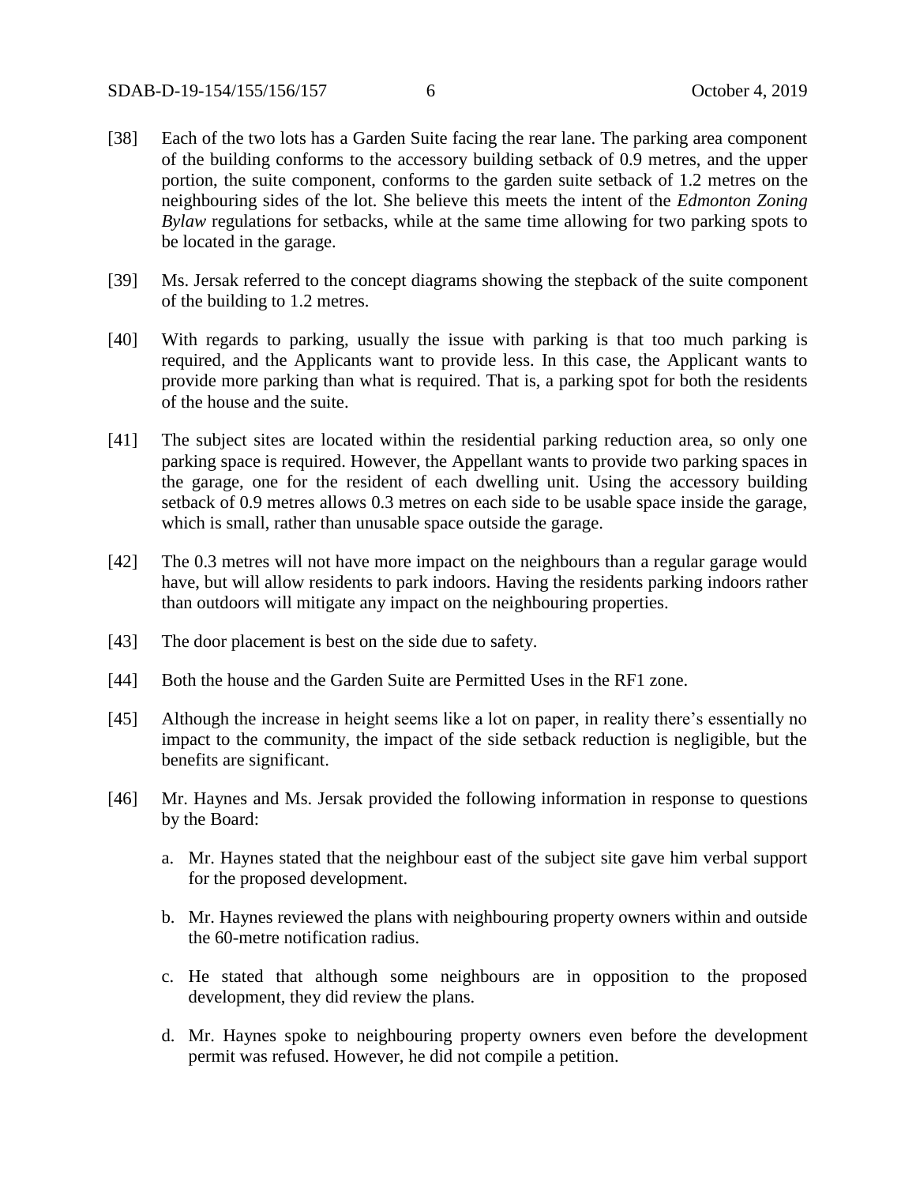[38] Each of the two lots has a Garden Suite facing the rear lane. The parking area component of the building conforms to the accessory building setback of 0.9 metres, and the upper portion, the suite component, conforms to the garden suite setback of 1.2 metres on the neighbouring sides of the lot. She believe this meets the intent of the *Edmonton Zoning Bylaw* regulations for setbacks, while at the same time allowing for two parking spots to be located in the garage.

[39] Ms. Jersak referred to the concept diagrams showing the stepback of the suite component of the building to 1.2 metres.

[40] With regards to parking, usually the issue with parking is that too much parking is required, and the Applicants want to provide less. In this case, the Applicant wants to provide more parking than what is required. That is, a parking spot for both the residents of the house and the suite.

[41] The subject sites are located within the residential parking reduction area, so only one parking space is required. However, the Appellant wants to provide two parking spaces in the garage, one for the resident of each dwelling unit. Using the accessory building setback of 0.9 metres allows 0.3 metres on each side to be usable space inside the garage, which is small, rather than unusable space outside the garage.

[42] The 0.3 metres will not have more impact on the neighbours than a regular garage would have, but will allow residents to park indoors. Having the residents parking indoors rather than outdoors will mitigate any impact on the neighbouring properties.

[43] The door placement is best on the side due to safety.

[44] Both the house and the Garden Suite are Permitted Uses in the RF1 zone.

[45] Although the increase in height seems like a lot on paper, in reality there's essentially no impact to the community, the impact of the side setback reduction is negligible, but the benefits are significant.

[46] Mr. Haynes and Ms. Jersak provided the following information in response to questions by the Board:

a. Mr. Haynes stated that the neighbour east of the subject site gave him verbal support for the proposed development.

b. Mr. Haynes reviewed the plans with neighbouring property owners within and outside the 60-metre notification radius.

c. He stated that although some neighbours are in opposition to the proposed development, they did review the plans.

d. Mr. Haynes spoke to neighbouring property owners even before the development permit was refused. However, he did not compile a petition.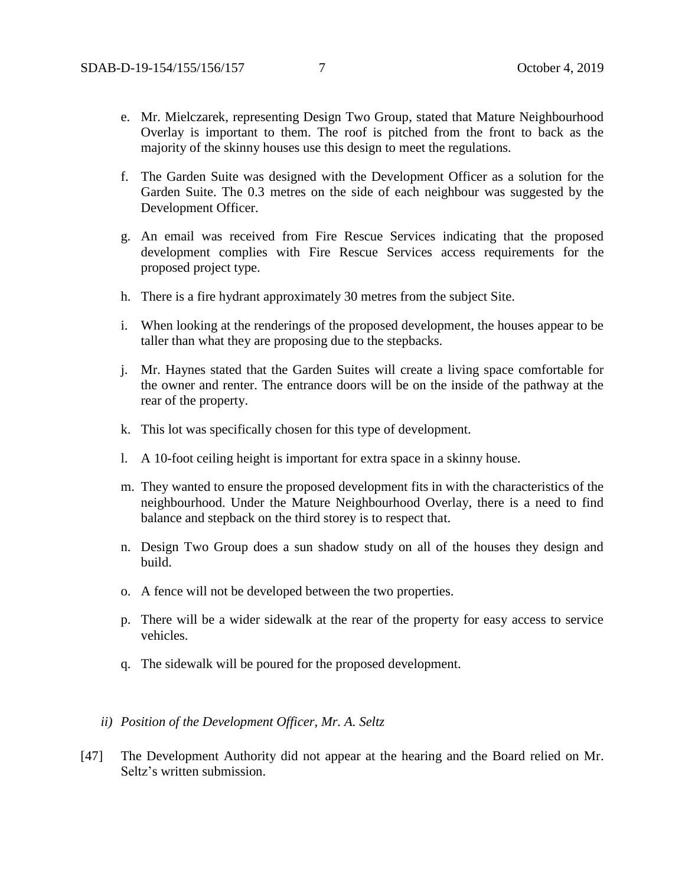e. Mr. Mielczarek, representing Design Two Group, stated that Mature Neighbourhood Overlay is important to them. The roof is pitched from the front to back as the majority of the skinny houses use this design to meet the regulations.

f. The Garden Suite was designed with the Development Officer as a solution for the Garden Suite. The 0.3 metres on the side of each neighbour was suggested by the Development Officer.

g. An email was received from Fire Rescue Services indicating that the proposed development complies with Fire Rescue Services access requirements for the proposed project type.

h. There is a fire hydrant approximately 30 metres from the subject Site.

i. When looking at the renderings of the proposed development, the houses appear to be taller than what they are proposing due to the stepbacks.

j. Mr. Haynes stated that the Garden Suites will create a living space comfortable for the owner and renter. The entrance doors will be on the inside of the pathway at the rear of the property.

k. This lot was specifically chosen for this type of development.

l. A 10-foot ceiling height is important for extra space in a skinny house.

m. They wanted to ensure the proposed development fits in with the characteristics of the neighbourhood. Under the Mature Neighbourhood Overlay, there is a need to find balance and stepback on the third storey is to respect that.

n. Design Two Group does a sun shadow study on all of the houses they design and build.

o. A fence will not be developed between the two properties.

p. There will be a wider sidewalk at the rear of the property for easy access to service vehicles.

q. The sidewalk will be poured for the proposed development.

*ii) Position of the Development Officer, Mr. A. Seltz*

[47] The Development Authority did not appear at the hearing and the Board relied on Mr. Seltz's written submission.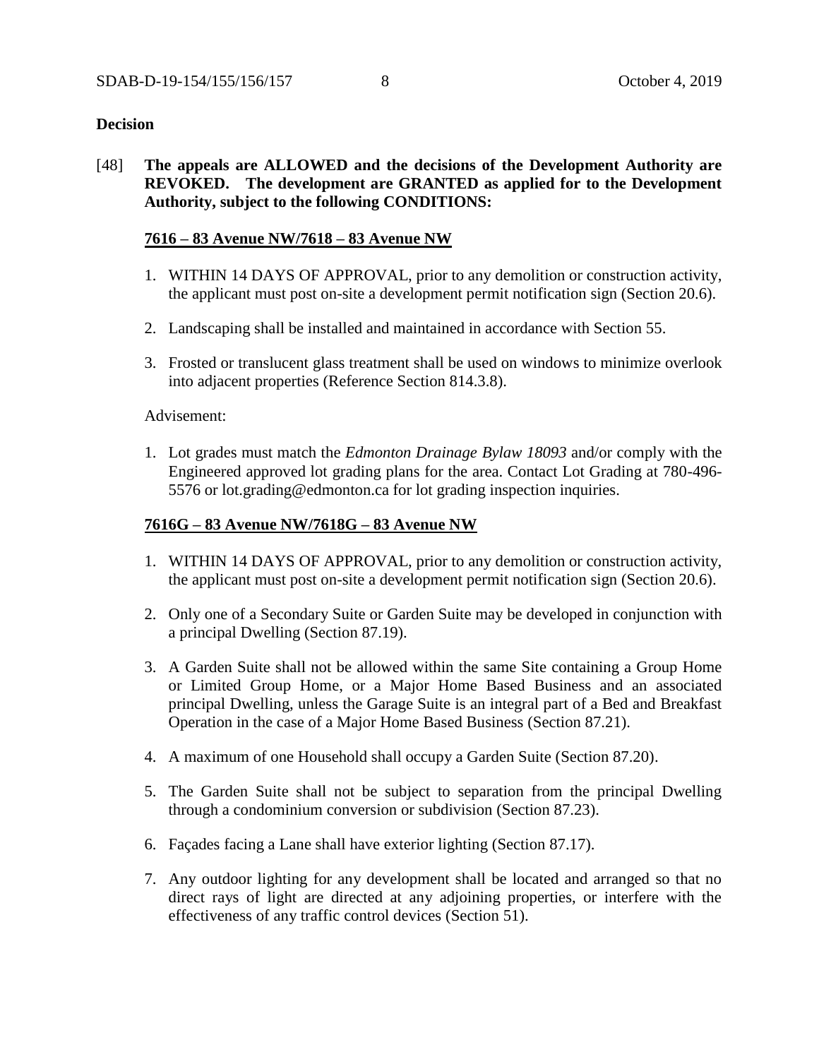**Decision**

[48] **The appeals are ALLOWED and the decisions of the Development Authority are REVOKED. The development are GRANTED as applied for to the Development Authority, subject to the following CONDITIONS:**

**7616 – 83 Avenue NW/7618 – 83 Avenue NW**

1. WITHIN 14 DAYS OF APPROVAL, prior to any demolition or construction activity, the applicant must post on-site a development permit notification sign (Section 20.6).

2. Landscaping shall be installed and maintained in accordance with Section 55.

3. Frosted or translucent glass treatment shall be used on windows to minimize overlook into adjacent properties (Reference Section 814.3.8).

Advisement:

1. Lot grades must match the *Edmonton Drainage Bylaw 18093* and/or comply with the Engineered approved lot grading plans for the area. Contact Lot Grading at 780-496-5576 or lot.grading@edmonton.ca for lot grading inspection inquiries.

**7616G – 83 Avenue NW/7618G – 83 Avenue NW**

1. WITHIN 14 DAYS OF APPROVAL, prior to any demolition or construction activity, the applicant must post on-site a development permit notification sign (Section 20.6).

2. Only one of a Secondary Suite or Garden Suite may be developed in conjunction with a principal Dwelling (Section 87.19).

3. A Garden Suite shall not be allowed within the same Site containing a Group Home or Limited Group Home, or a Major Home Based Business and an associated principal Dwelling, unless the Garage Suite is an integral part of a Bed and Breakfast Operation in the case of a Major Home Based Business (Section 87.21).

4. A maximum of one Household shall occupy a Garden Suite (Section 87.20).

5. The Garden Suite shall not be subject to separation from the principal Dwelling through a condominium conversion or subdivision (Section 87.23).

6. Façades facing a Lane shall have exterior lighting (Section 87.17).

7. Any outdoor lighting for any development shall be located and arranged so that no direct rays of light are directed at any adjoining properties, or interfere with the effectiveness of any traffic control devices (Section 51).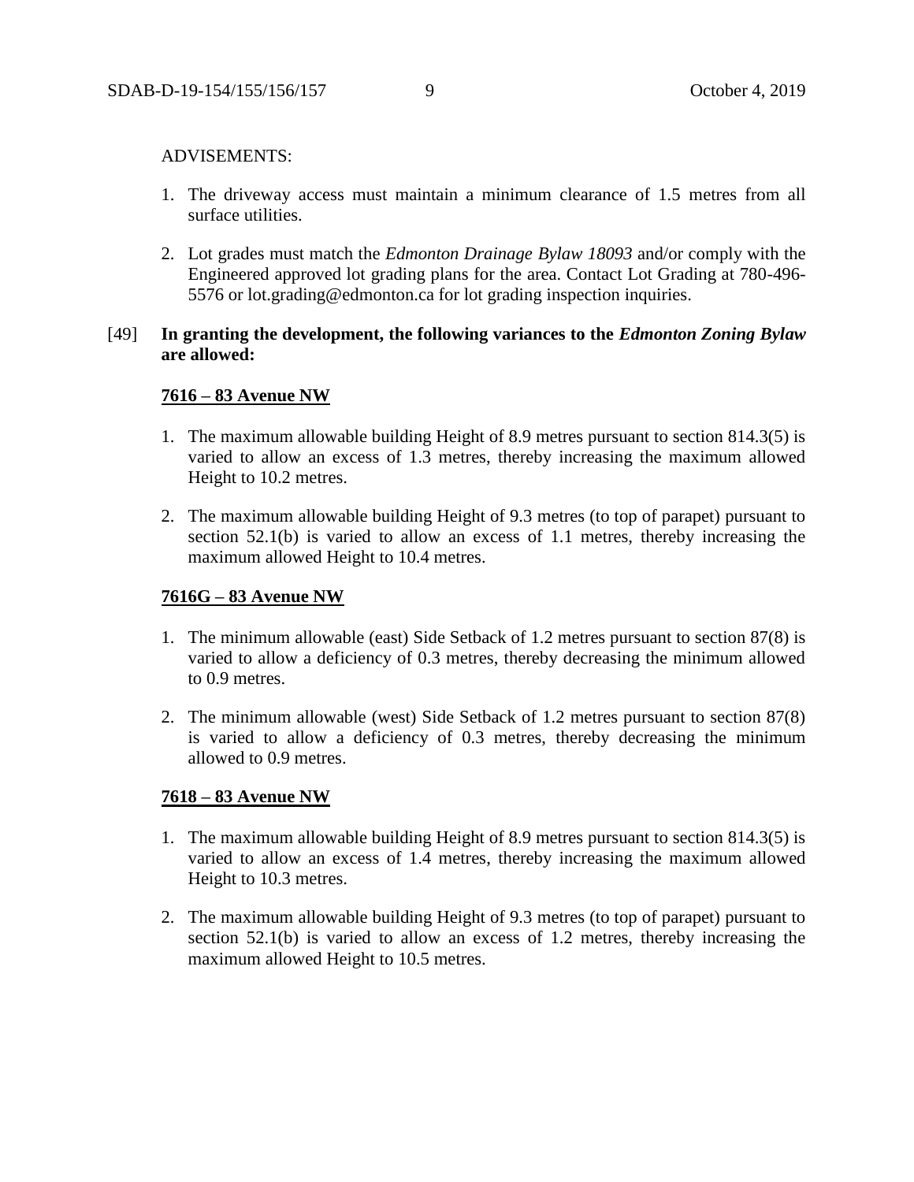ADVISEMENTS:

1. The driveway access must maintain a minimum clearance of 1.5 metres from all surface utilities.

2. Lot grades must match the *Edmonton Drainage Bylaw 18093* and/or comply with the Engineered approved lot grading plans for the area. Contact Lot Grading at 780-496-5576 or lot.grading@edmonton.ca for lot grading inspection inquiries.

[49] **In granting the development, the following variances to the *Edmonton Zoning Bylaw* are allowed:**

**<u>7616 – 83 Avenue NW</u>**

1. The maximum allowable building Height of 8.9 metres pursuant to section 814.3(5) is varied to allow an excess of 1.3 metres, thereby increasing the maximum allowed Height to 10.2 metres.

2. The maximum allowable building Height of 9.3 metres (to top of parapet) pursuant to section 52.1(b) is varied to allow an excess of 1.1 metres, thereby increasing the maximum allowed Height to 10.4 metres.

**<u>7616G – 83 Avenue NW</u>**

1. The minimum allowable (east) Side Setback of 1.2 metres pursuant to section 87(8) is varied to allow a deficiency of 0.3 metres, thereby decreasing the minimum allowed to 0.9 metres.

2. The minimum allowable (west) Side Setback of 1.2 metres pursuant to section 87(8) is varied to allow a deficiency of 0.3 metres, thereby decreasing the minimum allowed to 0.9 metres.

**<u>7618 – 83 Avenue NW</u>**

1. The maximum allowable building Height of 8.9 metres pursuant to section 814.3(5) is varied to allow an excess of 1.4 metres, thereby increasing the maximum allowed Height to 10.3 metres.

2. The maximum allowable building Height of 9.3 metres (to top of parapet) pursuant to section 52.1(b) is varied to allow an excess of 1.2 metres, thereby increasing the maximum allowed Height to 10.5 metres.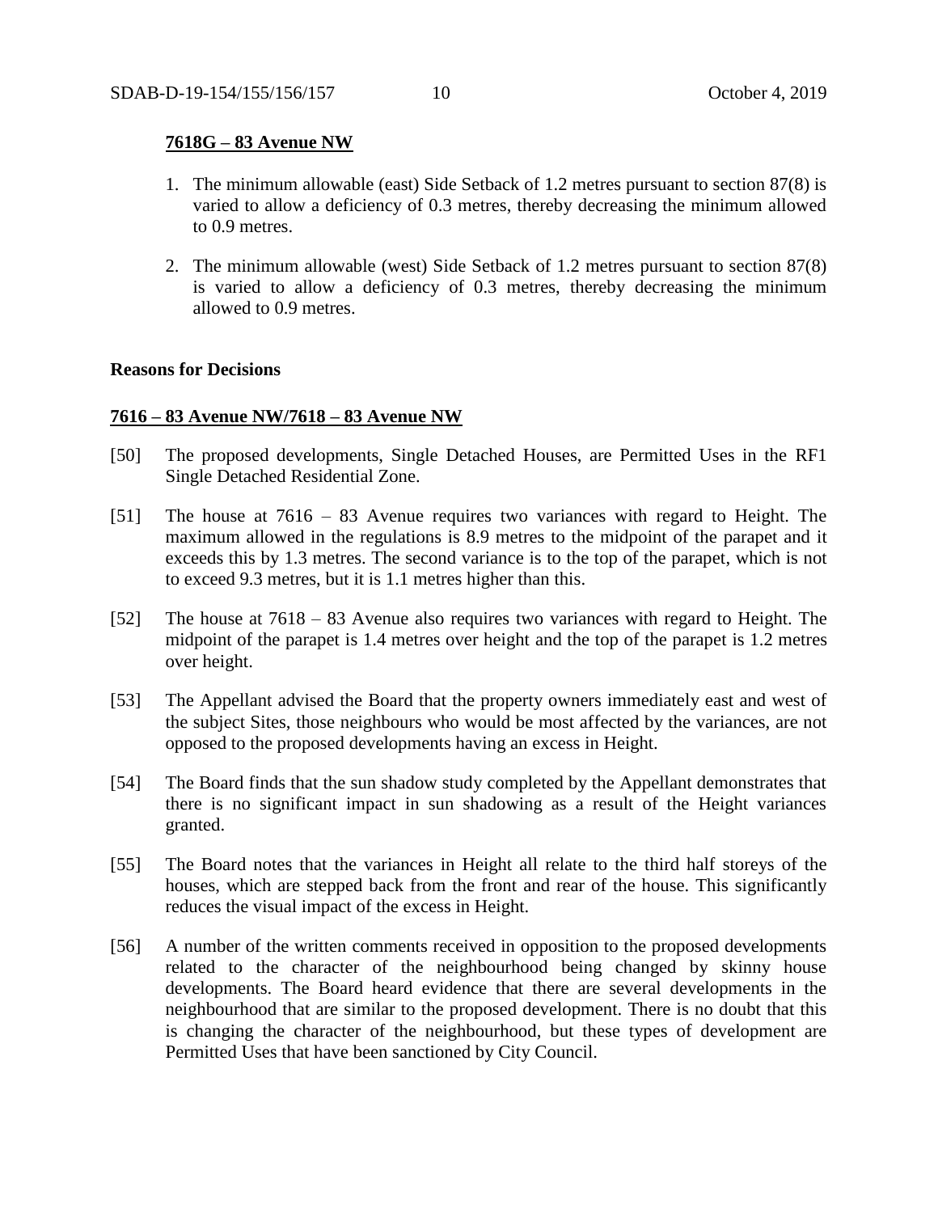**7618G – 83 Avenue NW**

1. The minimum allowable (east) Side Setback of 1.2 metres pursuant to section 87(8) is varied to allow a deficiency of 0.3 metres, thereby decreasing the minimum allowed to 0.9 metres.

2. The minimum allowable (west) Side Setback of 1.2 metres pursuant to section 87(8) is varied to allow a deficiency of 0.3 metres, thereby decreasing the minimum allowed to 0.9 metres.

**Reasons for Decisions**

**7616 – 83 Avenue NW/7618 – 83 Avenue NW**

[50] The proposed developments, Single Detached Houses, are Permitted Uses in the RF1 Single Detached Residential Zone.

[51] The house at 7616 – 83 Avenue requires two variances with regard to Height. The maximum allowed in the regulations is 8.9 metres to the midpoint of the parapet and it exceeds this by 1.3 metres. The second variance is to the top of the parapet, which is not to exceed 9.3 metres, but it is 1.1 metres higher than this.

[52] The house at 7618 – 83 Avenue also requires two variances with regard to Height. The midpoint of the parapet is 1.4 metres over height and the top of the parapet is 1.2 metres over height.

[53] The Appellant advised the Board that the property owners immediately east and west of the subject Sites, those neighbours who would be most affected by the variances, are not opposed to the proposed developments having an excess in Height.

[54] The Board finds that the sun shadow study completed by the Appellant demonstrates that there is no significant impact in sun shadowing as a result of the Height variances granted.

[55] The Board notes that the variances in Height all relate to the third half storeys of the houses, which are stepped back from the front and rear of the house. This significantly reduces the visual impact of the excess in Height.

[56] A number of the written comments received in opposition to the proposed developments related to the character of the neighbourhood being changed by skinny house developments. The Board heard evidence that there are several developments in the neighbourhood that are similar to the proposed development. There is no doubt that this is changing the character of the neighbourhood, but these types of development are Permitted Uses that have been sanctioned by City Council.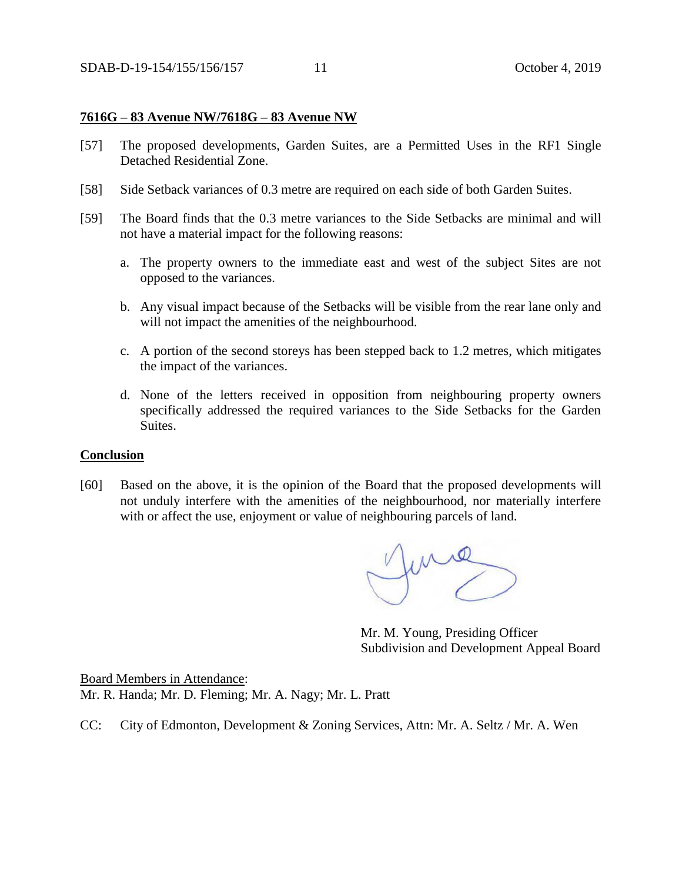**7616G – 83 Avenue NW/7618G – 83 Avenue NW**

[57] The proposed developments, Garden Suites, are a Permitted Uses in the RF1 Single Detached Residential Zone.

[58] Side Setback variances of 0.3 metre are required on each side of both Garden Suites.

[59] The Board finds that the 0.3 metre variances to the Side Setbacks are minimal and will not have a material impact for the following reasons:

a. The property owners to the immediate east and west of the subject Sites are not opposed to the variances.

b. Any visual impact because of the Setbacks will be visible from the rear lane only and will not impact the amenities of the neighbourhood.

c. A portion of the second storeys has been stepped back to 1.2 metres, which mitigates the impact of the variances.

d. None of the letters received in opposition from neighbouring property owners specifically addressed the required variances to the Side Setbacks for the Garden Suites.

**Conclusion**

[60] Based on the above, it is the opinion of the Board that the proposed developments will not unduly interfere with the amenities of the neighbourhood, nor materially interfere with or affect the use, enjoyment or value of neighbouring parcels of land.

Mr. M. Young, Presiding Officer
Subdivision and Development Appeal Board

Board Members in Attendance:
Mr. R. Handa; Mr. D. Fleming; Mr. A. Nagy; Mr. L. Pratt

CC: City of Edmonton, Development & Zoning Services, Attn: Mr. A. Seltz / Mr. A. Wen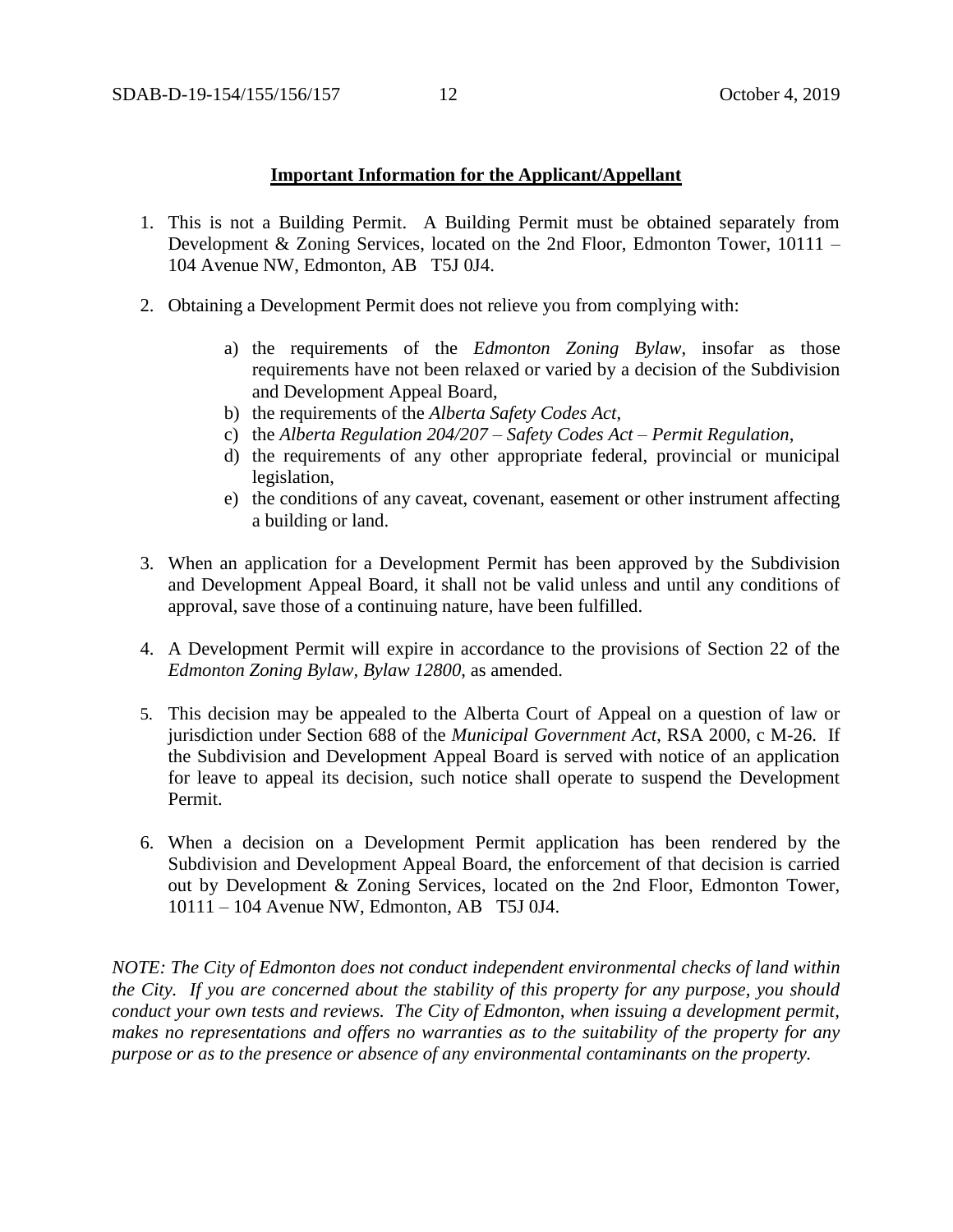**Important Information for the Applicant/Appellant**

1. This is not a Building Permit. A Building Permit must be obtained separately from Development & Zoning Services, located on the 2nd Floor, Edmonton Tower, 10111 – 104 Avenue NW, Edmonton, AB T5J 0J4.

2. Obtaining a Development Permit does not relieve you from complying with:

   a) the requirements of the *Edmonton Zoning Bylaw*, insofar as those requirements have not been relaxed or varied by a decision of the Subdivision and Development Appeal Board,
   b) the requirements of the *Alberta Safety Codes Act*,
   c) the *Alberta Regulation 204/207 – Safety Codes Act – Permit Regulation*,
   d) the requirements of any other appropriate federal, provincial or municipal legislation,
   e) the conditions of any caveat, covenant, easement or other instrument affecting a building or land.

3. When an application for a Development Permit has been approved by the Subdivision and Development Appeal Board, it shall not be valid unless and until any conditions of approval, save those of a continuing nature, have been fulfilled.

4. A Development Permit will expire in accordance to the provisions of Section 22 of the *Edmonton Zoning Bylaw, Bylaw 12800*, as amended.

5. This decision may be appealed to the Alberta Court of Appeal on a question of law or jurisdiction under Section 688 of the *Municipal Government Act*, RSA 2000, c M-26. If the Subdivision and Development Appeal Board is served with notice of an application for leave to appeal its decision, such notice shall operate to suspend the Development Permit.

6. When a decision on a Development Permit application has been rendered by the Subdivision and Development Appeal Board, the enforcement of that decision is carried out by Development & Zoning Services, located on the 2nd Floor, Edmonton Tower, 10111 – 104 Avenue NW, Edmonton, AB T5J 0J4.

*NOTE: The City of Edmonton does not conduct independent environmental checks of land within the City. If you are concerned about the stability of this property for any purpose, you should conduct your own tests and reviews. The City of Edmonton, when issuing a development permit, makes no representations and offers no warranties as to the suitability of the property for any purpose or as to the presence or absence of any environmental contaminants on the property.*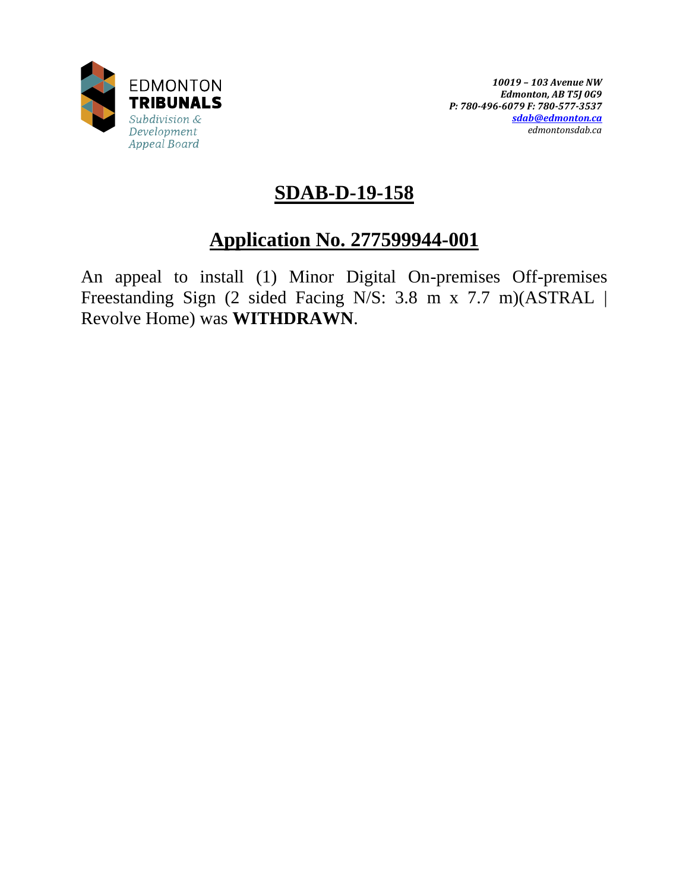EDMONTON
**TRIBUNALS**
*Subdivision &*
*Development*
*Appeal Board*

***10019 – 103 Avenue NW***
***Edmonton, AB T5J 0G9***
***P: 780-496-6079 F: 780-577-3537***
***sdab@edmonton.ca***
*edmontonsdab.ca*

# SDAB-D-19-158

## Application No. 277599944-001

An appeal to install (1) Minor Digital On-premises Off-premises Freestanding Sign (2 sided Facing N/S: 3.8 m x 7.7 m)(ASTRAL | Revolve Home) was **WITHDRAWN**.